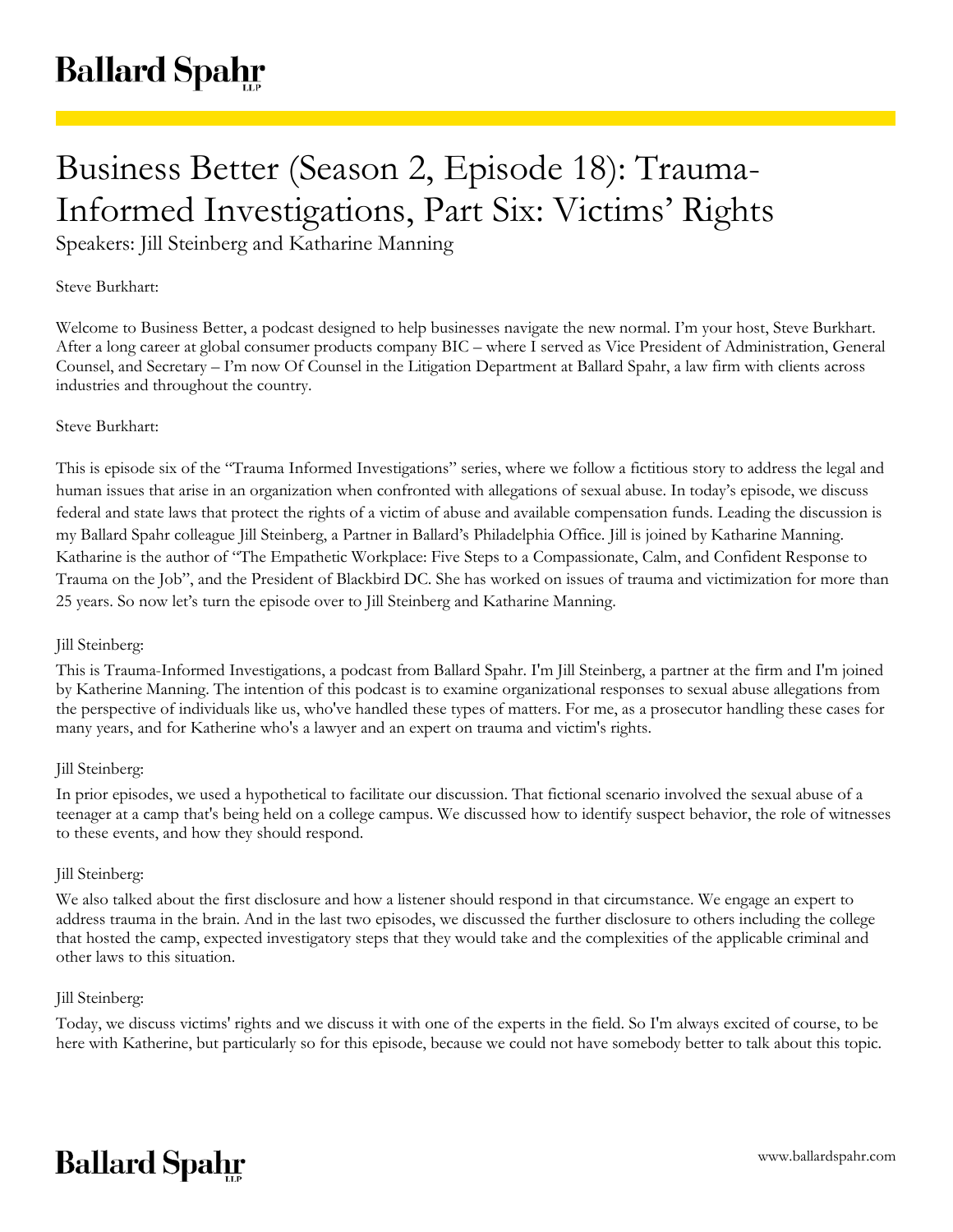# Business Better (Season 2, Episode 18): Trauma-Informed Investigations, Part Six: Victims' Rights

Speakers: Jill Steinberg and Katharine Manning

Steve Burkhart:

Welcome to Business Better, a podcast designed to help businesses navigate the new normal. I'm your host, Steve Burkhart. After a long career at global consumer products company BIC – where I served as Vice President of Administration, General Counsel, and Secretary – I'm now Of Counsel in the Litigation Department at Ballard Spahr, a law firm with clients across industries and throughout the country.

Steve Burkhart:

This is episode six of the "Trauma Informed Investigations" series, where we follow a fictitious story to address the legal and human issues that arise in an organization when confronted with allegations of sexual abuse. In today's episode, we discuss federal and state laws that protect the rights of a victim of abuse and available compensation funds. Leading the discussion is my Ballard Spahr colleague Jill Steinberg, a Partner in Ballard's Philadelphia Office. Jill is joined by Katharine Manning. Katharine is the author of "The Empathetic Workplace: Five Steps to a Compassionate, Calm, and Confident Response to Trauma on the Job", and the President of Blackbird DC. She has worked on issues of trauma and victimization for more than 25 years. So now let's turn the episode over to Jill Steinberg and Katharine Manning.

Jill Steinberg:

This is Trauma-Informed Investigations, a podcast from Ballard Spahr. I'm Jill Steinberg, a partner at the firm and I'm joined by Katherine Manning. The intention of this podcast is to examine organizational responses to sexual abuse allegations from the perspective of individuals like us, who've handled these types of matters. For me, as a prosecutor handling these cases for many years, and for Katherine who's a lawyer and an expert on trauma and victim's rights.

Jill Steinberg:

In prior episodes, we used a hypothetical to facilitate our discussion. That fictional scenario involved the sexual abuse of a teenager at a camp that's being held on a college campus. We discussed how to identify suspect behavior, the role of witnesses to these events, and how they should respond.

Jill Steinberg:

We also talked about the first disclosure and how a listener should respond in that circumstance. We engage an expert to address trauma in the brain. And in the last two episodes, we discussed the further disclosure to others including the college that hosted the camp, expected investigatory steps that they would take and the complexities of the applicable criminal and other laws to this situation.

Jill Steinberg:

Today, we discuss victims' rights and we discuss it with one of the experts in the field. So I'm always excited of course, to be here with Katherine, but particularly so for this episode, because we could not have somebody better to talk about this topic.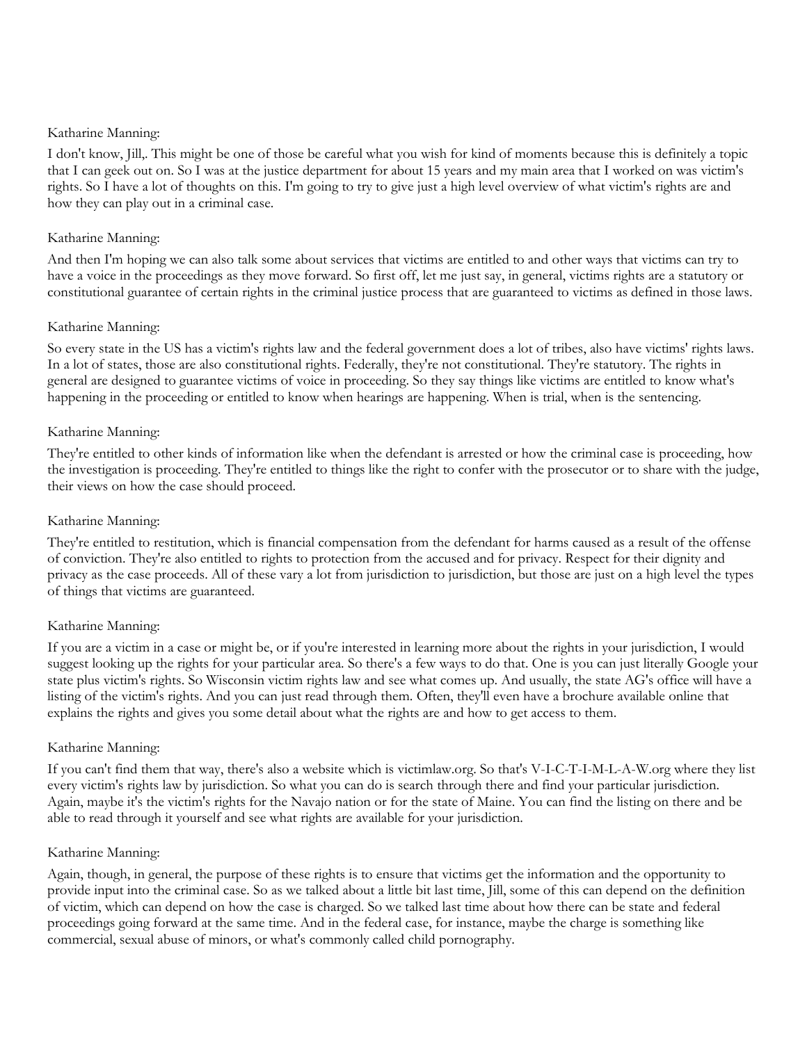Katharine Manning:

I don't know, Jill,. This might be one of those be careful what you wish for kind of moments because this is definitely a topic that I can geek out on. So I was at the justice department for about 15 years and my main area that I worked on was victim's rights. So I have a lot of thoughts on this. I'm going to try to give just a high level overview of what victim's rights are and how they can play out in a criminal case.

Katharine Manning:

And then I'm hoping we can also talk some about services that victims are entitled to and other ways that victims can try to have a voice in the proceedings as they move forward. So first off, let me just say, in general, victims rights are a statutory or constitutional guarantee of certain rights in the criminal justice process that are guaranteed to victims as defined in those laws.

Katharine Manning:

So every state in the US has a victim's rights law and the federal government does a lot of tribes, also have victims' rights laws. In a lot of states, those are also constitutional rights. Federally, they're not constitutional. They're statutory. The rights in general are designed to guarantee victims of voice in proceeding. So they say things like victims are entitled to know what's happening in the proceeding or entitled to know when hearings are happening. When is trial, when is the sentencing.

Katharine Manning:

They're entitled to other kinds of information like when the defendant is arrested or how the criminal case is proceeding, how the investigation is proceeding. They're entitled to things like the right to confer with the prosecutor or to share with the judge, their views on how the case should proceed.

Katharine Manning:

They're entitled to restitution, which is financial compensation from the defendant for harms caused as a result of the offense of conviction. They're also entitled to rights to protection from the accused and for privacy. Respect for their dignity and privacy as the case proceeds. All of these vary a lot from jurisdiction to jurisdiction, but those are just on a high level the types of things that victims are guaranteed.

Katharine Manning:

If you are a victim in a case or might be, or if you're interested in learning more about the rights in your jurisdiction, I would suggest looking up the rights for your particular area. So there's a few ways to do that. One is you can just literally Google your state plus victim's rights. So Wisconsin victim rights law and see what comes up. And usually, the state AG's office will have a listing of the victim's rights. And you can just read through them. Often, they'll even have a brochure available online that explains the rights and gives you some detail about what the rights are and how to get access to them.

Katharine Manning:

If you can't find them that way, there's also a website which is victimlaw.org. So that's V-I-C-T-I-M-L-A-W.org where they list every victim's rights law by jurisdiction. So what you can do is search through there and find your particular jurisdiction. Again, maybe it's the victim's rights for the Navajo nation or for the state of Maine. You can find the listing on there and be able to read through it yourself and see what rights are available for your jurisdiction.

Katharine Manning:

Again, though, in general, the purpose of these rights is to ensure that victims get the information and the opportunity to provide input into the criminal case. So as we talked about a little bit last time, Jill, some of this can depend on the definition of victim, which can depend on how the case is charged. So we talked last time about how there can be state and federal proceedings going forward at the same time. And in the federal case, for instance, maybe the charge is something like commercial, sexual abuse of minors, or what's commonly called child pornography.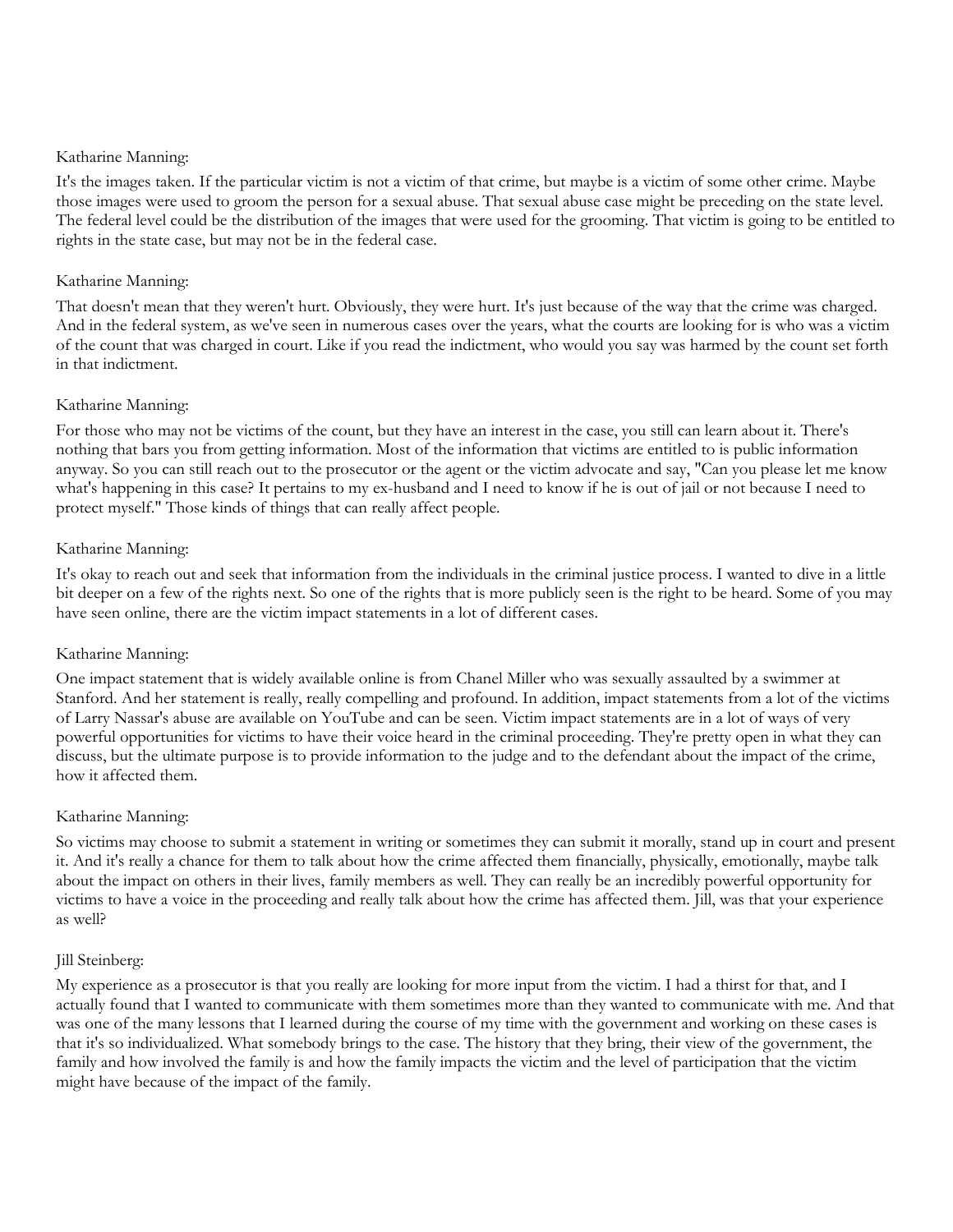Katharine Manning:

It's the images taken. If the particular victim is not a victim of that crime, but maybe is a victim of some other crime. Maybe those images were used to groom the person for a sexual abuse. That sexual abuse case might be preceding on the state level. The federal level could be the distribution of the images that were used for the grooming. That victim is going to be entitled to rights in the state case, but may not be in the federal case.

Katharine Manning:

That doesn't mean that they weren't hurt. Obviously, they were hurt. It's just because of the way that the crime was charged. And in the federal system, as we've seen in numerous cases over the years, what the courts are looking for is who was a victim of the count that was charged in court. Like if you read the indictment, who would you say was harmed by the count set forth in that indictment.

Katharine Manning:

For those who may not be victims of the count, but they have an interest in the case, you still can learn about it. There's nothing that bars you from getting information. Most of the information that victims are entitled to is public information anyway. So you can still reach out to the prosecutor or the agent or the victim advocate and say, "Can you please let me know what's happening in this case? It pertains to my ex-husband and I need to know if he is out of jail or not because I need to protect myself." Those kinds of things that can really affect people.

Katharine Manning:

It's okay to reach out and seek that information from the individuals in the criminal justice process. I wanted to dive in a little bit deeper on a few of the rights next. So one of the rights that is more publicly seen is the right to be heard. Some of you may have seen online, there are the victim impact statements in a lot of different cases.

Katharine Manning:

One impact statement that is widely available online is from Chanel Miller who was sexually assaulted by a swimmer at Stanford. And her statement is really, really compelling and profound. In addition, impact statements from a lot of the victims of Larry Nassar's abuse are available on YouTube and can be seen. Victim impact statements are in a lot of ways of very powerful opportunities for victims to have their voice heard in the criminal proceeding. They're pretty open in what they can discuss, but the ultimate purpose is to provide information to the judge and to the defendant about the impact of the crime, how it affected them.

Katharine Manning:

So victims may choose to submit a statement in writing or sometimes they can submit it morally, stand up in court and present it. And it's really a chance for them to talk about how the crime affected them financially, physically, emotionally, maybe talk about the impact on others in their lives, family members as well. They can really be an incredibly powerful opportunity for victims to have a voice in the proceeding and really talk about how the crime has affected them. Jill, was that your experience as well?

Jill Steinberg:

My experience as a prosecutor is that you really are looking for more input from the victim. I had a thirst for that, and I actually found that I wanted to communicate with them sometimes more than they wanted to communicate with me. And that was one of the many lessons that I learned during the course of my time with the government and working on these cases is that it's so individualized. What somebody brings to the case. The history that they bring, their view of the government, the family and how involved the family is and how the family impacts the victim and the level of participation that the victim might have because of the impact of the family.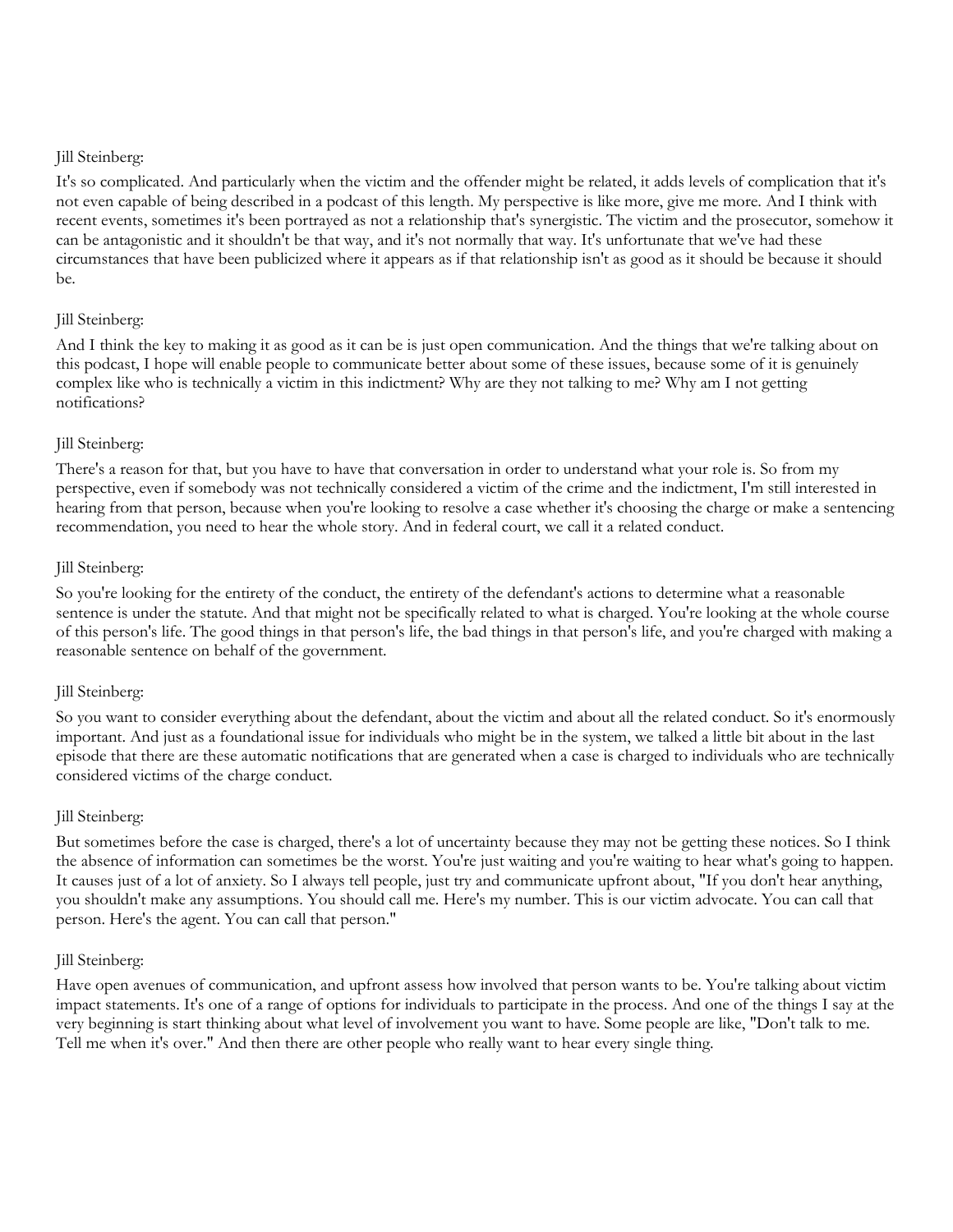Jill Steinberg:

It's so complicated. And particularly when the victim and the offender might be related, it adds levels of complication that it's not even capable of being described in a podcast of this length. My perspective is like more, give me more. And I think with recent events, sometimes it's been portrayed as not a relationship that's synergistic. The victim and the prosecutor, somehow it can be antagonistic and it shouldn't be that way, and it's not normally that way. It's unfortunate that we've had these circumstances that have been publicized where it appears as if that relationship isn't as good as it should be because it should be.

Jill Steinberg:

And I think the key to making it as good as it can be is just open communication. And the things that we're talking about on this podcast, I hope will enable people to communicate better about some of these issues, because some of it is genuinely complex like who is technically a victim in this indictment? Why are they not talking to me? Why am I not getting notifications?

Jill Steinberg:

There's a reason for that, but you have to have that conversation in order to understand what your role is. So from my perspective, even if somebody was not technically considered a victim of the crime and the indictment, I'm still interested in hearing from that person, because when you're looking to resolve a case whether it's choosing the charge or make a sentencing recommendation, you need to hear the whole story. And in federal court, we call it a related conduct.

Jill Steinberg:

So you're looking for the entirety of the conduct, the entirety of the defendant's actions to determine what a reasonable sentence is under the statute. And that might not be specifically related to what is charged. You're looking at the whole course of this person's life. The good things in that person's life, the bad things in that person's life, and you're charged with making a reasonable sentence on behalf of the government.

Jill Steinberg:

So you want to consider everything about the defendant, about the victim and about all the related conduct. So it's enormously important. And just as a foundational issue for individuals who might be in the system, we talked a little bit about in the last episode that there are these automatic notifications that are generated when a case is charged to individuals who are technically considered victims of the charge conduct.

Jill Steinberg:

But sometimes before the case is charged, there's a lot of uncertainty because they may not be getting these notices. So I think the absence of information can sometimes be the worst. You're just waiting and you're waiting to hear what's going to happen. It causes just of a lot of anxiety. So I always tell people, just try and communicate upfront about, "If you don't hear anything, you shouldn't make any assumptions. You should call me. Here's my number. This is our victim advocate. You can call that person. Here's the agent. You can call that person."

Jill Steinberg:

Have open avenues of communication, and upfront assess how involved that person wants to be. You're talking about victim impact statements. It's one of a range of options for individuals to participate in the process. And one of the things I say at the very beginning is start thinking about what level of involvement you want to have. Some people are like, "Don't talk to me. Tell me when it's over." And then there are other people who really want to hear every single thing.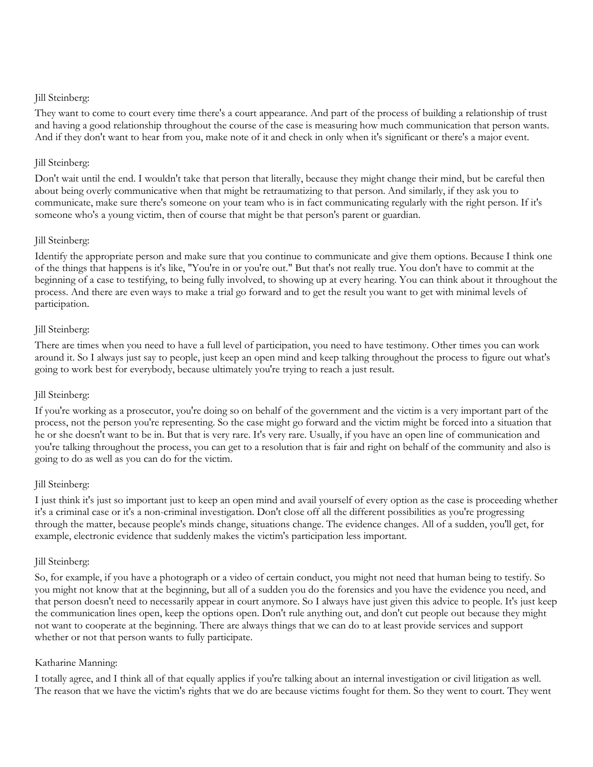Jill Steinberg:

They want to come to court every time there's a court appearance. And part of the process of building a relationship of trust and having a good relationship throughout the course of the case is measuring how much communication that person wants. And if they don't want to hear from you, make note of it and check in only when it's significant or there's a major event.

Jill Steinberg:

Don't wait until the end. I wouldn't take that person that literally, because they might change their mind, but be careful then about being overly communicative when that might be retraumatizing to that person. And similarly, if they ask you to communicate, make sure there's someone on your team who is in fact communicating regularly with the right person. If it's someone who's a young victim, then of course that might be that person's parent or guardian.

Jill Steinberg:

Identify the appropriate person and make sure that you continue to communicate and give them options. Because I think one of the things that happens is it's like, "You're in or you're out." But that's not really true. You don't have to commit at the beginning of a case to testifying, to being fully involved, to showing up at every hearing. You can think about it throughout the process. And there are even ways to make a trial go forward and to get the result you want to get with minimal levels of participation.

Jill Steinberg:

There are times when you need to have a full level of participation, you need to have testimony. Other times you can work around it. So I always just say to people, just keep an open mind and keep talking throughout the process to figure out what's going to work best for everybody, because ultimately you're trying to reach a just result.

Jill Steinberg:

If you're working as a prosecutor, you're doing so on behalf of the government and the victim is a very important part of the process, not the person you're representing. So the case might go forward and the victim might be forced into a situation that he or she doesn't want to be in. But that is very rare. It's very rare. Usually, if you have an open line of communication and you're talking throughout the process, you can get to a resolution that is fair and right on behalf of the community and also is going to do as well as you can do for the victim.

Jill Steinberg:

I just think it's just so important just to keep an open mind and avail yourself of every option as the case is proceeding whether it's a criminal case or it's a non-criminal investigation. Don't close off all the different possibilities as you're progressing through the matter, because people's minds change, situations change. The evidence changes. All of a sudden, you'll get, for example, electronic evidence that suddenly makes the victim's participation less important.

Jill Steinberg:

So, for example, if you have a photograph or a video of certain conduct, you might not need that human being to testify. So you might not know that at the beginning, but all of a sudden you do the forensics and you have the evidence you need, and that person doesn't need to necessarily appear in court anymore. So I always have just given this advice to people. It's just keep the communication lines open, keep the options open. Don't rule anything out, and don't cut people out because they might not want to cooperate at the beginning. There are always things that we can do to at least provide services and support whether or not that person wants to fully participate.

Katharine Manning:

I totally agree, and I think all of that equally applies if you're talking about an internal investigation or civil litigation as well. The reason that we have the victim's rights that we do are because victims fought for them. So they went to court. They went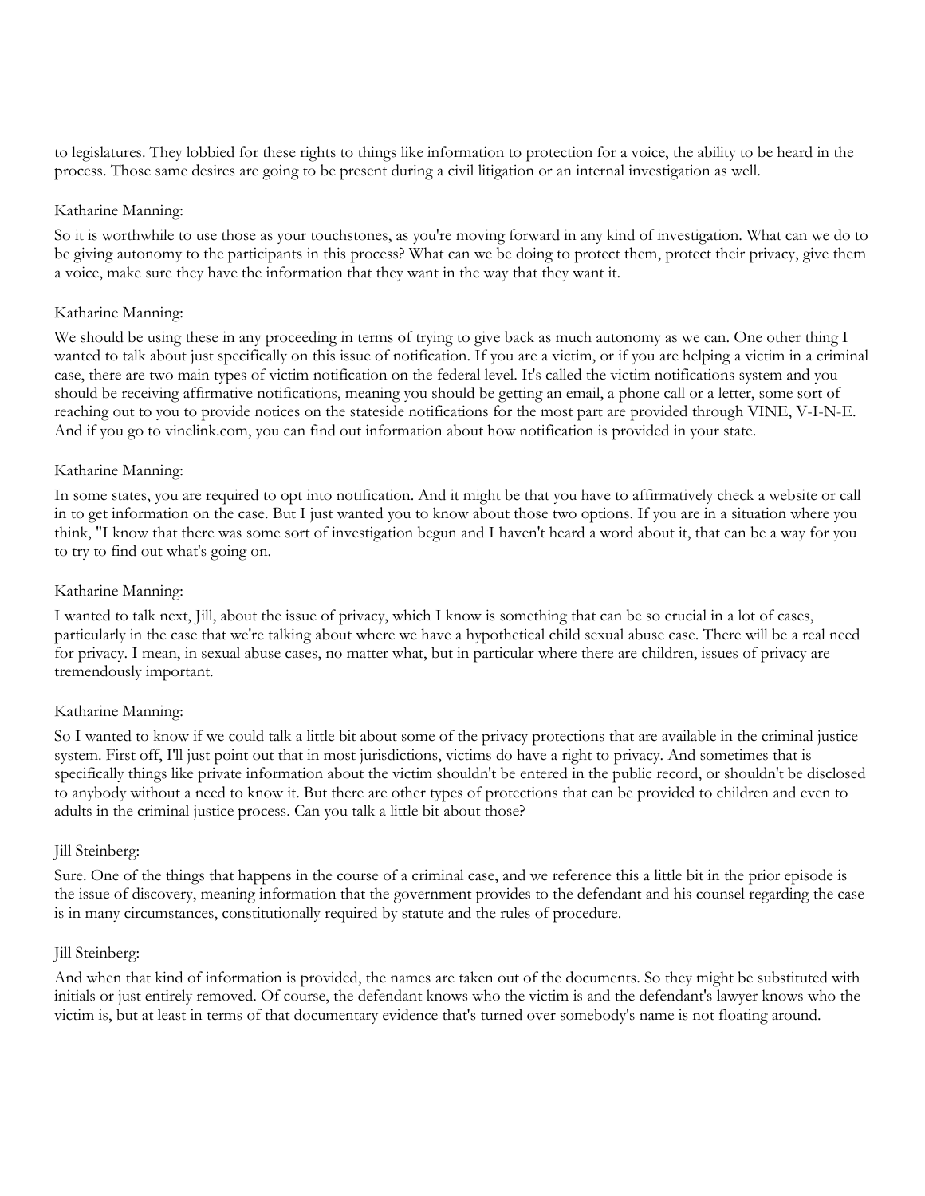to legislatures. They lobbied for these rights to things like information to protection for a voice, the ability to be heard in the process. Those same desires are going to be present during a civil litigation or an internal investigation as well.

Katharine Manning:

So it is worthwhile to use those as your touchstones, as you're moving forward in any kind of investigation. What can we do to be giving autonomy to the participants in this process? What can we be doing to protect them, protect their privacy, give them a voice, make sure they have the information that they want in the way that they want it.

Katharine Manning:

We should be using these in any proceeding in terms of trying to give back as much autonomy as we can. One other thing I wanted to talk about just specifically on this issue of notification. If you are a victim, or if you are helping a victim in a criminal case, there are two main types of victim notification on the federal level. It's called the victim notifications system and you should be receiving affirmative notifications, meaning you should be getting an email, a phone call or a letter, some sort of reaching out to you to provide notices on the stateside notifications for the most part are provided through VINE, V-I-N-E. And if you go to vinelink.com, you can find out information about how notification is provided in your state.

Katharine Manning:

In some states, you are required to opt into notification. And it might be that you have to affirmatively check a website or call in to get information on the case. But I just wanted you to know about those two options. If you are in a situation where you think, "I know that there was some sort of investigation begun and I haven't heard a word about it, that can be a way for you to try to find out what's going on.

Katharine Manning:

I wanted to talk next, Jill, about the issue of privacy, which I know is something that can be so crucial in a lot of cases, particularly in the case that we're talking about where we have a hypothetical child sexual abuse case. There will be a real need for privacy. I mean, in sexual abuse cases, no matter what, but in particular where there are children, issues of privacy are tremendously important.

Katharine Manning:

So I wanted to know if we could talk a little bit about some of the privacy protections that are available in the criminal justice system. First off, I'll just point out that in most jurisdictions, victims do have a right to privacy. And sometimes that is specifically things like private information about the victim shouldn't be entered in the public record, or shouldn't be disclosed to anybody without a need to know it. But there are other types of protections that can be provided to children and even to adults in the criminal justice process. Can you talk a little bit about those?

Jill Steinberg:

Sure. One of the things that happens in the course of a criminal case, and we reference this a little bit in the prior episode is the issue of discovery, meaning information that the government provides to the defendant and his counsel regarding the case is in many circumstances, constitutionally required by statute and the rules of procedure.

Jill Steinberg:

And when that kind of information is provided, the names are taken out of the documents. So they might be substituted with initials or just entirely removed. Of course, the defendant knows who the victim is and the defendant's lawyer knows who the victim is, but at least in terms of that documentary evidence that's turned over somebody's name is not floating around.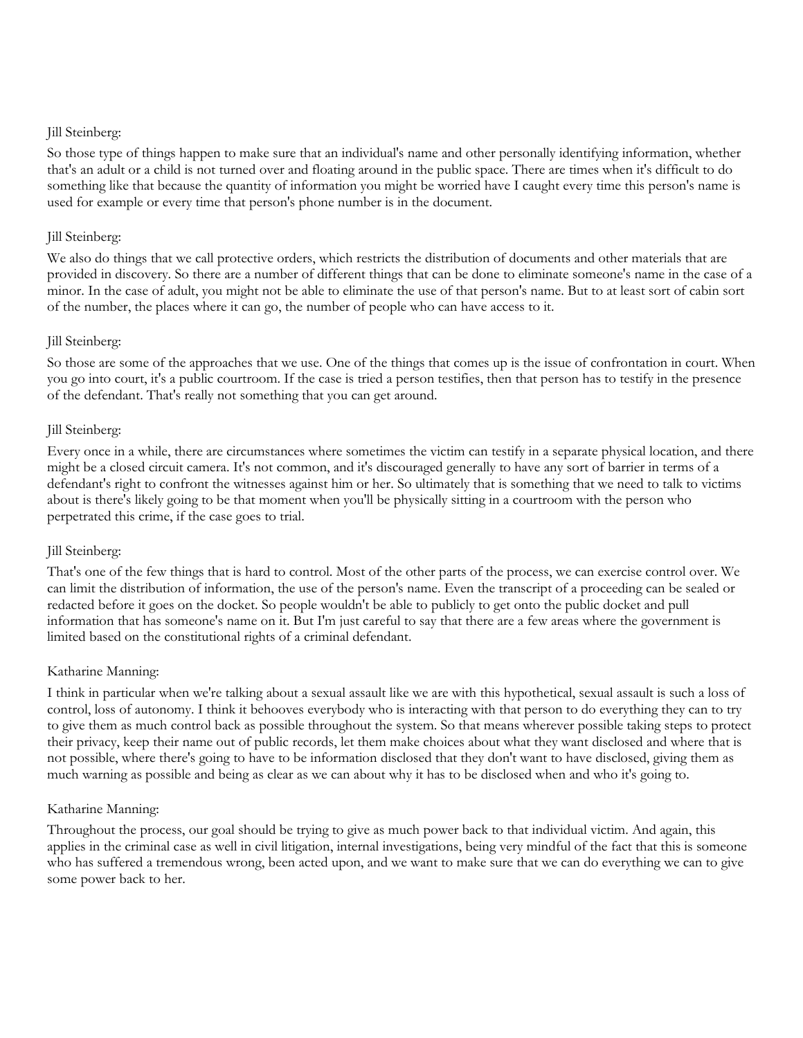Jill Steinberg:

So those type of things happen to make sure that an individual's name and other personally identifying information, whether that's an adult or a child is not turned over and floating around in the public space. There are times when it's difficult to do something like that because the quantity of information you might be worried have I caught every time this person's name is used for example or every time that person's phone number is in the document.

Jill Steinberg:

We also do things that we call protective orders, which restricts the distribution of documents and other materials that are provided in discovery. So there are a number of different things that can be done to eliminate someone's name in the case of a minor. In the case of adult, you might not be able to eliminate the use of that person's name. But to at least sort of cabin sort of the number, the places where it can go, the number of people who can have access to it.

Jill Steinberg:

So those are some of the approaches that we use. One of the things that comes up is the issue of confrontation in court. When you go into court, it's a public courtroom. If the case is tried a person testifies, then that person has to testify in the presence of the defendant. That's really not something that you can get around.

Jill Steinberg:

Every once in a while, there are circumstances where sometimes the victim can testify in a separate physical location, and there might be a closed circuit camera. It's not common, and it's discouraged generally to have any sort of barrier in terms of a defendant's right to confront the witnesses against him or her. So ultimately that is something that we need to talk to victims about is there's likely going to be that moment when you'll be physically sitting in a courtroom with the person who perpetrated this crime, if the case goes to trial.

Jill Steinberg:

That's one of the few things that is hard to control. Most of the other parts of the process, we can exercise control over. We can limit the distribution of information, the use of the person's name. Even the transcript of a proceeding can be sealed or redacted before it goes on the docket. So people wouldn't be able to publicly to get onto the public docket and pull information that has someone's name on it. But I'm just careful to say that there are a few areas where the government is limited based on the constitutional rights of a criminal defendant.

Katharine Manning:

I think in particular when we're talking about a sexual assault like we are with this hypothetical, sexual assault is such a loss of control, loss of autonomy. I think it behooves everybody who is interacting with that person to do everything they can to try to give them as much control back as possible throughout the system. So that means wherever possible taking steps to protect their privacy, keep their name out of public records, let them make choices about what they want disclosed and where that is not possible, where there's going to have to be information disclosed that they don't want to have disclosed, giving them as much warning as possible and being as clear as we can about why it has to be disclosed when and who it's going to.

Katharine Manning:

Throughout the process, our goal should be trying to give as much power back to that individual victim. And again, this applies in the criminal case as well in civil litigation, internal investigations, being very mindful of the fact that this is someone who has suffered a tremendous wrong, been acted upon, and we want to make sure that we can do everything we can to give some power back to her.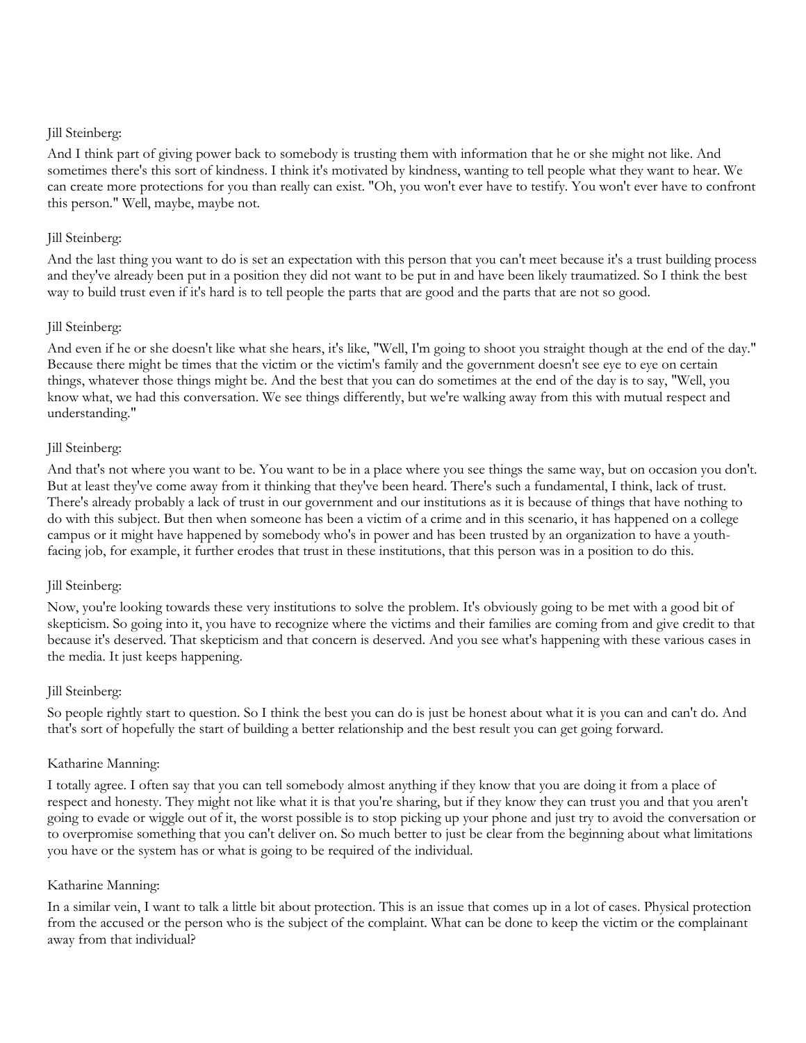Jill Steinberg:

And I think part of giving power back to somebody is trusting them with information that he or she might not like. And sometimes there's this sort of kindness. I think it's motivated by kindness, wanting to tell people what they want to hear. We can create more protections for you than really can exist. "Oh, you won't ever have to testify. You won't ever have to confront this person." Well, maybe, maybe not.

Jill Steinberg:

And the last thing you want to do is set an expectation with this person that you can't meet because it's a trust building process and they've already been put in a position they did not want to be put in and have been likely traumatized. So I think the best way to build trust even if it's hard is to tell people the parts that are good and the parts that are not so good.

Jill Steinberg:

And even if he or she doesn't like what she hears, it's like, "Well, I'm going to shoot you straight though at the end of the day." Because there might be times that the victim or the victim's family and the government doesn't see eye to eye on certain things, whatever those things might be. And the best that you can do sometimes at the end of the day is to say, "Well, you know what, we had this conversation. We see things differently, but we're walking away from this with mutual respect and understanding."

Jill Steinberg:

And that's not where you want to be. You want to be in a place where you see things the same way, but on occasion you don't. But at least they've come away from it thinking that they've been heard. There's such a fundamental, I think, lack of trust. There's already probably a lack of trust in our government and our institutions as it is because of things that have nothing to do with this subject. But then when someone has been a victim of a crime and in this scenario, it has happened on a college campus or it might have happened by somebody who's in power and has been trusted by an organization to have a youth-facing job, for example, it further erodes that trust in these institutions, that this person was in a position to do this.

Jill Steinberg:

Now, you're looking towards these very institutions to solve the problem. It's obviously going to be met with a good bit of skepticism. So going into it, you have to recognize where the victims and their families are coming from and give credit to that because it's deserved. That skepticism and that concern is deserved. And you see what's happening with these various cases in the media. It just keeps happening.

Jill Steinberg:

So people rightly start to question. So I think the best you can do is just be honest about what it is you can and can't do. And that's sort of hopefully the start of building a better relationship and the best result you can get going forward.

Katharine Manning:

I totally agree. I often say that you can tell somebody almost anything if they know that you are doing it from a place of respect and honesty. They might not like what it is that you're sharing, but if they know they can trust you and that you aren't going to evade or wiggle out of it, the worst possible is to stop picking up your phone and just try to avoid the conversation or to overpromise something that you can't deliver on. So much better to just be clear from the beginning about what limitations you have or the system has or what is going to be required of the individual.

Katharine Manning:

In a similar vein, I want to talk a little bit about protection. This is an issue that comes up in a lot of cases. Physical protection from the accused or the person who is the subject of the complaint. What can be done to keep the victim or the complainant away from that individual?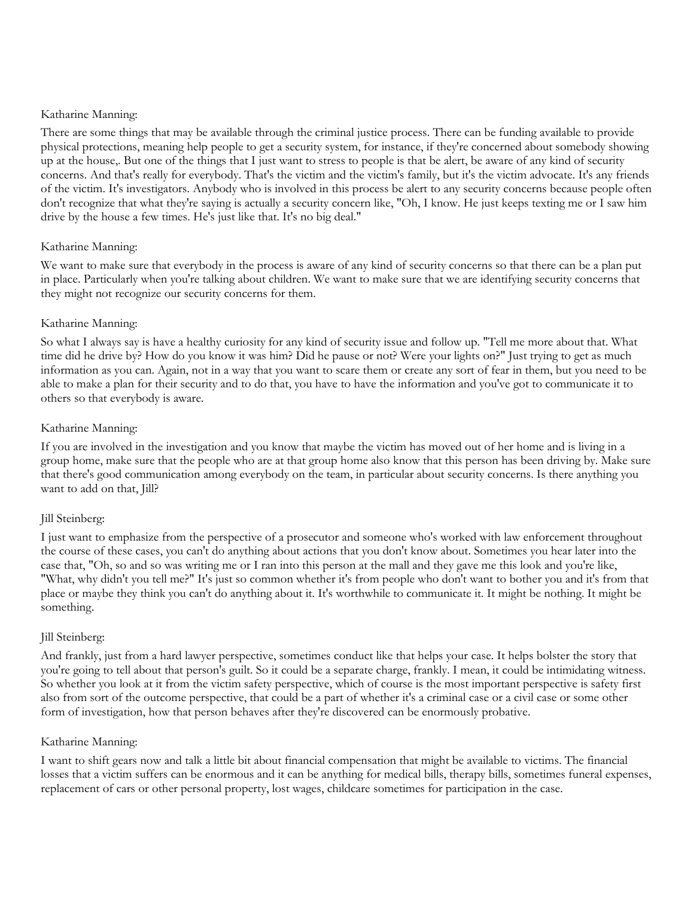Katharine Manning:

There are some things that may be available through the criminal justice process. There can be funding available to provide physical protections, meaning help people to get a security system, for instance, if they're concerned about somebody showing up at the house,. But one of the things that I just want to stress to people is that be alert, be aware of any kind of security concerns. And that's really for everybody. That's the victim and the victim's family, but it's the victim advocate. It's any friends of the victim. It's investigators. Anybody who is involved in this process be alert to any security concerns because people often don't recognize that what they're saying is actually a security concern like, "Oh, I know. He just keeps texting me or I saw him drive by the house a few times. He's just like that. It's no big deal."

Katharine Manning:

We want to make sure that everybody in the process is aware of any kind of security concerns so that there can be a plan put in place. Particularly when you're talking about children. We want to make sure that we are identifying security concerns that they might not recognize our security concerns for them.

Katharine Manning:

So what I always say is have a healthy curiosity for any kind of security issue and follow up. "Tell me more about that. What time did he drive by? How do you know it was him? Did he pause or not? Were your lights on?" Just trying to get as much information as you can. Again, not in a way that you want to scare them or create any sort of fear in them, but you need to be able to make a plan for their security and to do that, you have to have the information and you've got to communicate it to others so that everybody is aware.

Katharine Manning:

If you are involved in the investigation and you know that maybe the victim has moved out of her home and is living in a group home, make sure that the people who are at that group home also know that this person has been driving by. Make sure that there's good communication among everybody on the team, in particular about security concerns. Is there anything you want to add on that, Jill?

Jill Steinberg:

I just want to emphasize from the perspective of a prosecutor and someone who's worked with law enforcement throughout the course of these cases, you can't do anything about actions that you don't know about. Sometimes you hear later into the case that, "Oh, so and so was writing me or I ran into this person at the mall and they gave me this look and you're like, "What, why didn't you tell me?" It's just so common whether it's from people who don't want to bother you and it's from that place or maybe they think you can't do anything about it. It's worthwhile to communicate it. It might be nothing. It might be something.

Jill Steinberg:

And frankly, just from a hard lawyer perspective, sometimes conduct like that helps your case. It helps bolster the story that you're going to tell about that person's guilt. So it could be a separate charge, frankly. I mean, it could be intimidating witness. So whether you look at it from the victim safety perspective, which of course is the most important perspective is safety first also from sort of the outcome perspective, that could be a part of whether it's a criminal case or a civil case or some other form of investigation, how that person behaves after they're discovered can be enormously probative.

Katharine Manning:

I want to shift gears now and talk a little bit about financial compensation that might be available to victims. The financial losses that a victim suffers can be enormous and it can be anything for medical bills, therapy bills, sometimes funeral expenses, replacement of cars or other personal property, lost wages, childcare sometimes for participation in the case.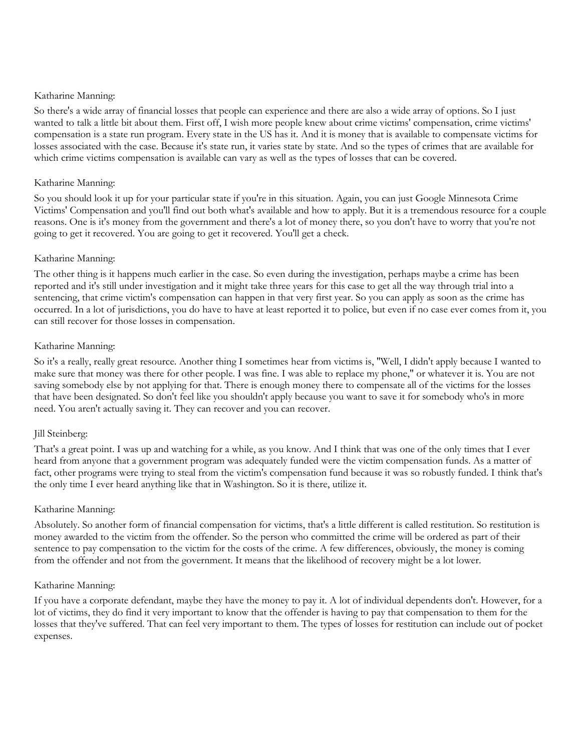Katharine Manning:

So there's a wide array of financial losses that people can experience and there are also a wide array of options. So I just wanted to talk a little bit about them. First off, I wish more people knew about crime victims' compensation, crime victims' compensation is a state run program. Every state in the US has it. And it is money that is available to compensate victims for losses associated with the case. Because it's state run, it varies state by state. And so the types of crimes that are available for which crime victims compensation is available can vary as well as the types of losses that can be covered.

Katharine Manning:

So you should look it up for your particular state if you're in this situation. Again, you can just Google Minnesota Crime Victims' Compensation and you'll find out both what's available and how to apply. But it is a tremendous resource for a couple reasons. One is it's money from the government and there's a lot of money there, so you don't have to worry that you're not going to get it recovered. You are going to get it recovered. You'll get a check.

Katharine Manning:

The other thing is it happens much earlier in the case. So even during the investigation, perhaps maybe a crime has been reported and it's still under investigation and it might take three years for this case to get all the way through trial into a sentencing, that crime victim's compensation can happen in that very first year. So you can apply as soon as the crime has occurred. In a lot of jurisdictions, you do have to have at least reported it to police, but even if no case ever comes from it, you can still recover for those losses in compensation.

Katharine Manning:

So it's a really, really great resource. Another thing I sometimes hear from victims is, "Well, I didn't apply because I wanted to make sure that money was there for other people. I was fine. I was able to replace my phone," or whatever it is. You are not saving somebody else by not applying for that. There is enough money there to compensate all of the victims for the losses that have been designated. So don't feel like you shouldn't apply because you want to save it for somebody who's in more need. You aren't actually saving it. They can recover and you can recover.

Jill Steinberg:

That's a great point. I was up and watching for a while, as you know. And I think that was one of the only times that I ever heard from anyone that a government program was adequately funded were the victim compensation funds. As a matter of fact, other programs were trying to steal from the victim's compensation fund because it was so robustly funded. I think that's the only time I ever heard anything like that in Washington. So it is there, utilize it.

Katharine Manning:

Absolutely. So another form of financial compensation for victims, that's a little different is called restitution. So restitution is money awarded to the victim from the offender. So the person who committed the crime will be ordered as part of their sentence to pay compensation to the victim for the costs of the crime. A few differences, obviously, the money is coming from the offender and not from the government. It means that the likelihood of recovery might be a lot lower.

Katharine Manning:

If you have a corporate defendant, maybe they have the money to pay it. A lot of individual dependents don't. However, for a lot of victims, they do find it very important to know that the offender is having to pay that compensation to them for the losses that they've suffered. That can feel very important to them. The types of losses for restitution can include out of pocket expenses.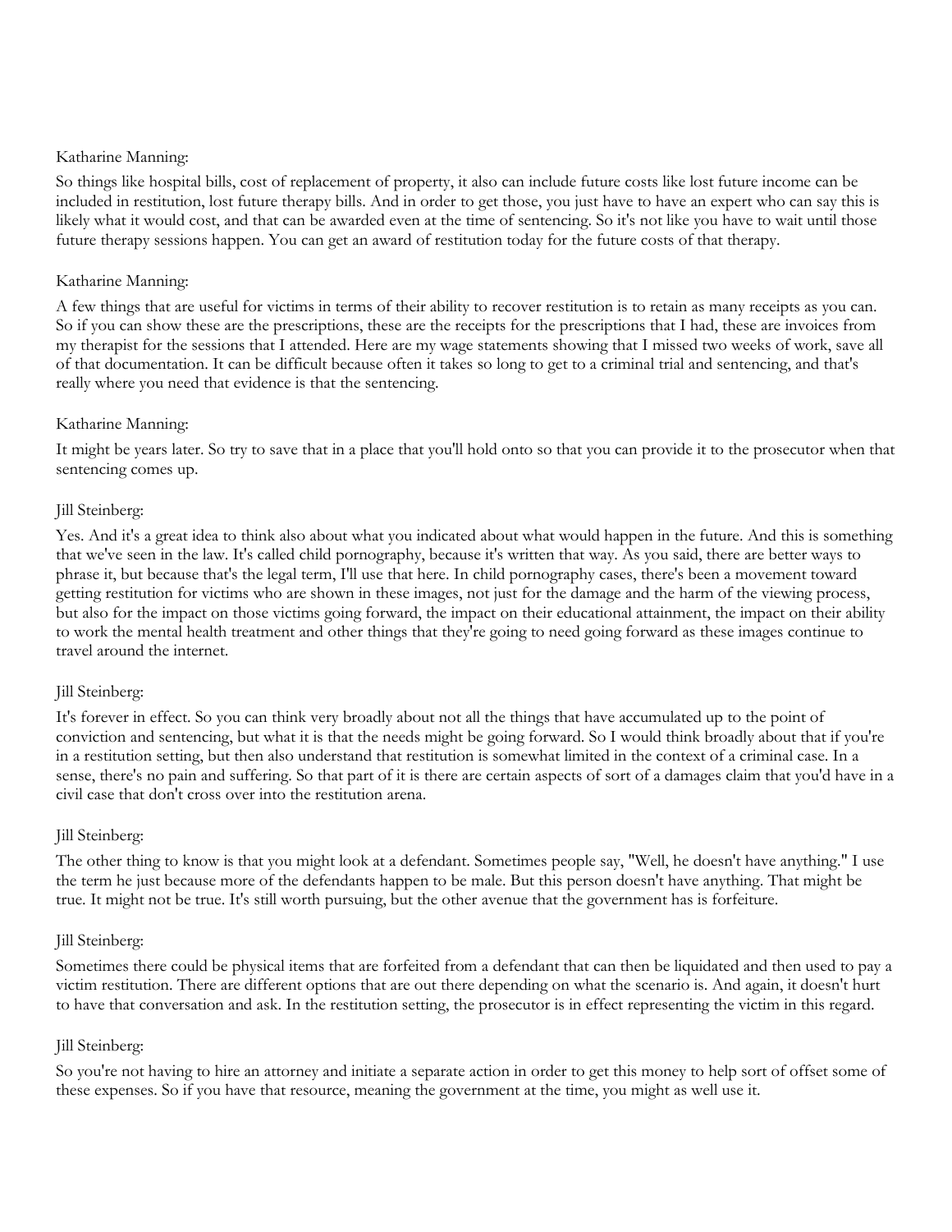Katharine Manning:

So things like hospital bills, cost of replacement of property, it also can include future costs like lost future income can be included in restitution, lost future therapy bills. And in order to get those, you just have to have an expert who can say this is likely what it would cost, and that can be awarded even at the time of sentencing. So it's not like you have to wait until those future therapy sessions happen. You can get an award of restitution today for the future costs of that therapy.

Katharine Manning:

A few things that are useful for victims in terms of their ability to recover restitution is to retain as many receipts as you can. So if you can show these are the prescriptions, these are the receipts for the prescriptions that I had, these are invoices from my therapist for the sessions that I attended. Here are my wage statements showing that I missed two weeks of work, save all of that documentation. It can be difficult because often it takes so long to get to a criminal trial and sentencing, and that's really where you need that evidence is that the sentencing.

Katharine Manning:

It might be years later. So try to save that in a place that you'll hold onto so that you can provide it to the prosecutor when that sentencing comes up.

Jill Steinberg:

Yes. And it's a great idea to think also about what you indicated about what would happen in the future. And this is something that we've seen in the law. It's called child pornography, because it's written that way. As you said, there are better ways to phrase it, but because that's the legal term, I'll use that here. In child pornography cases, there's been a movement toward getting restitution for victims who are shown in these images, not just for the damage and the harm of the viewing process, but also for the impact on those victims going forward, the impact on their educational attainment, the impact on their ability to work the mental health treatment and other things that they're going to need going forward as these images continue to travel around the internet.

Jill Steinberg:

It's forever in effect. So you can think very broadly about not all the things that have accumulated up to the point of conviction and sentencing, but what it is that the needs might be going forward. So I would think broadly about that if you're in a restitution setting, but then also understand that restitution is somewhat limited in the context of a criminal case. In a sense, there's no pain and suffering. So that part of it is there are certain aspects of sort of a damages claim that you'd have in a civil case that don't cross over into the restitution arena.

Jill Steinberg:

The other thing to know is that you might look at a defendant. Sometimes people say, "Well, he doesn't have anything." I use the term he just because more of the defendants happen to be male. But this person doesn't have anything. That might be true. It might not be true. It's still worth pursuing, but the other avenue that the government has is forfeiture.

Jill Steinberg:

Sometimes there could be physical items that are forfeited from a defendant that can then be liquidated and then used to pay a victim restitution. There are different options that are out there depending on what the scenario is. And again, it doesn't hurt to have that conversation and ask. In the restitution setting, the prosecutor is in effect representing the victim in this regard.

Jill Steinberg:

So you're not having to hire an attorney and initiate a separate action in order to get this money to help sort of offset some of these expenses. So if you have that resource, meaning the government at the time, you might as well use it.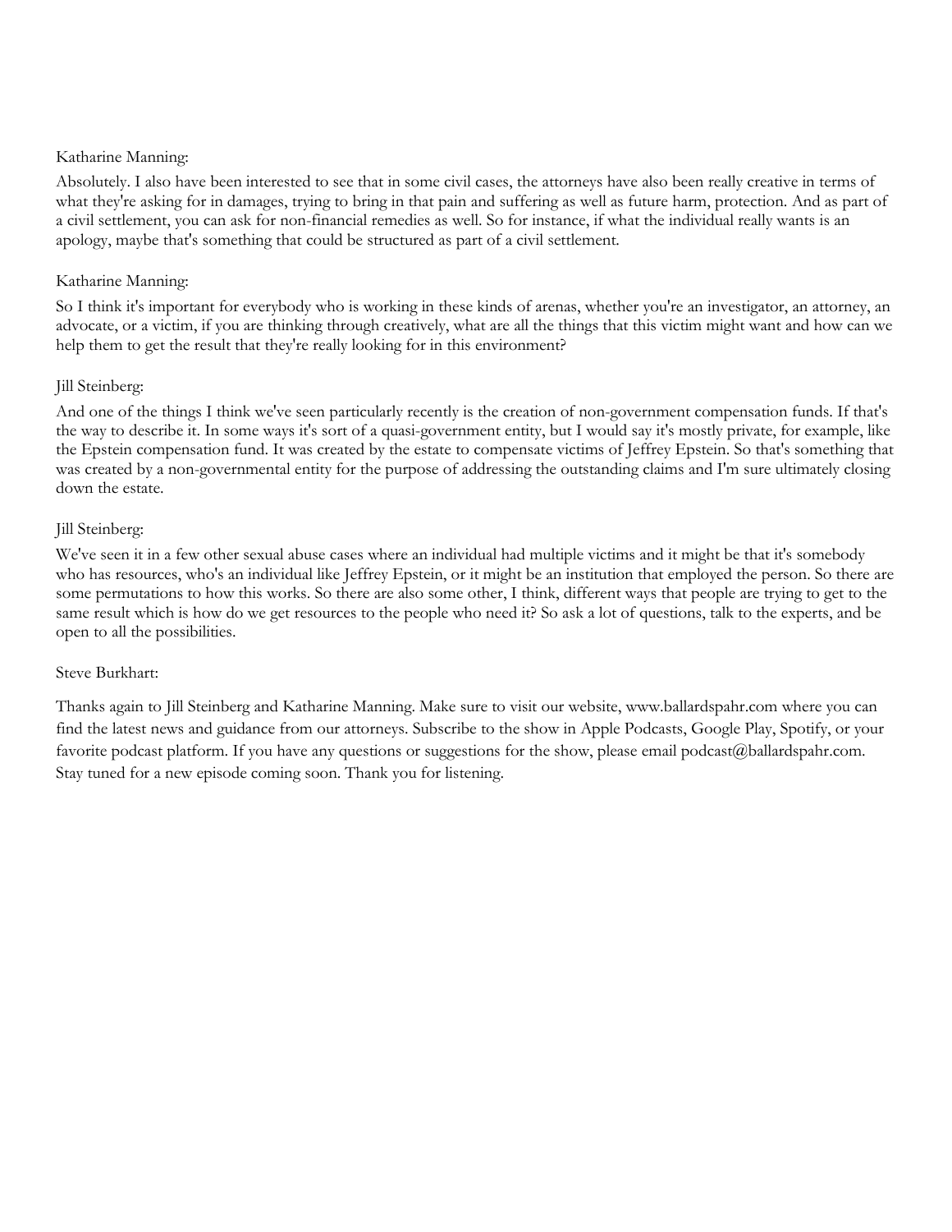Katharine Manning:

Absolutely. I also have been interested to see that in some civil cases, the attorneys have also been really creative in terms of what they're asking for in damages, trying to bring in that pain and suffering as well as future harm, protection. And as part of a civil settlement, you can ask for non-financial remedies as well. So for instance, if what the individual really wants is an apology, maybe that's something that could be structured as part of a civil settlement.

Katharine Manning:

So I think it's important for everybody who is working in these kinds of arenas, whether you're an investigator, an attorney, an advocate, or a victim, if you are thinking through creatively, what are all the things that this victim might want and how can we help them to get the result that they're really looking for in this environment?

Jill Steinberg:

And one of the things I think we've seen particularly recently is the creation of non-government compensation funds. If that's the way to describe it. In some ways it's sort of a quasi-government entity, but I would say it's mostly private, for example, like the Epstein compensation fund. It was created by the estate to compensate victims of Jeffrey Epstein. So that's something that was created by a non-governmental entity for the purpose of addressing the outstanding claims and I'm sure ultimately closing down the estate.

Jill Steinberg:

We've seen it in a few other sexual abuse cases where an individual had multiple victims and it might be that it's somebody who has resources, who's an individual like Jeffrey Epstein, or it might be an institution that employed the person. So there are some permutations to how this works. So there are also some other, I think, different ways that people are trying to get to the same result which is how do we get resources to the people who need it? So ask a lot of questions, talk to the experts, and be open to all the possibilities.

Steve Burkhart:

Thanks again to Jill Steinberg and Katharine Manning. Make sure to visit our website, www.ballardspahr.com where you can find the latest news and guidance from our attorneys. Subscribe to the show in Apple Podcasts, Google Play, Spotify, or your favorite podcast platform. If you have any questions or suggestions for the show, please email podcast@ballardspahr.com. Stay tuned for a new episode coming soon. Thank you for listening.